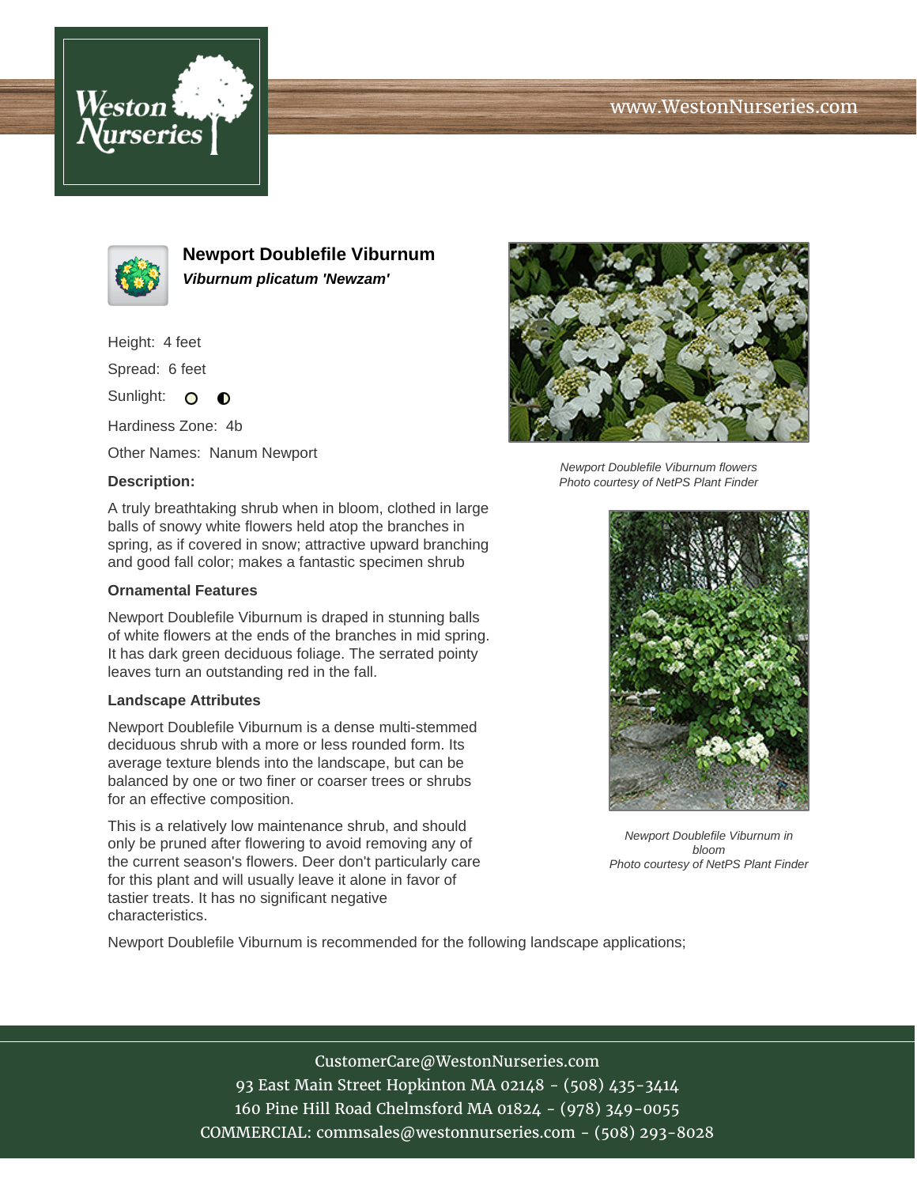# Newport Doublefile Viburnum

***Viburnum plicatum 'Newzam'***

Height: 4 feet

Spread: 6 feet

Sunlight:

Hardiness Zone: 4b

Other Names: Nanum Newport

**Description:**

A truly breathtaking shrub when in bloom, clothed in large balls of snowy white flowers held atop the branches in spring, as if covered in snow; attractive upward branching and good fall color; makes a fantastic specimen shrub

### Ornamental Features

Newport Doublefile Viburnum is draped in stunning balls of white flowers at the ends of the branches in mid spring. It has dark green deciduous foliage. The serrated pointy leaves turn an outstanding red in the fall.

### Landscape Attributes

Newport Doublefile Viburnum is a dense multi-stemmed deciduous shrub with a more or less rounded form. Its average texture blends into the landscape, but can be balanced by one or two finer or coarser trees or shrubs for an effective composition.

This is a relatively low maintenance shrub, and should only be pruned after flowering to avoid removing any of the current season's flowers. Deer don't particularly care for this plant and will usually leave it alone in favor of tastier treats. It has no significant negative characteristics.

Newport Doublefile Viburnum is recommended for the following landscape applications;

*Newport Doublefile Viburnum flowers*
*Photo courtesy of NetPS Plant Finder*

*Newport Doublefile Viburnum in bloom*
*Photo courtesy of NetPS Plant Finder*

CustomerCare@WestonNurseries.com
93 East Main Street Hopkinton MA 02148 - (508) 435-3414
160 Pine Hill Road Chelmsford MA 01824 - (978) 349-0055
COMMERCIAL: commsales@westonnurseries.com - (508) 293-8028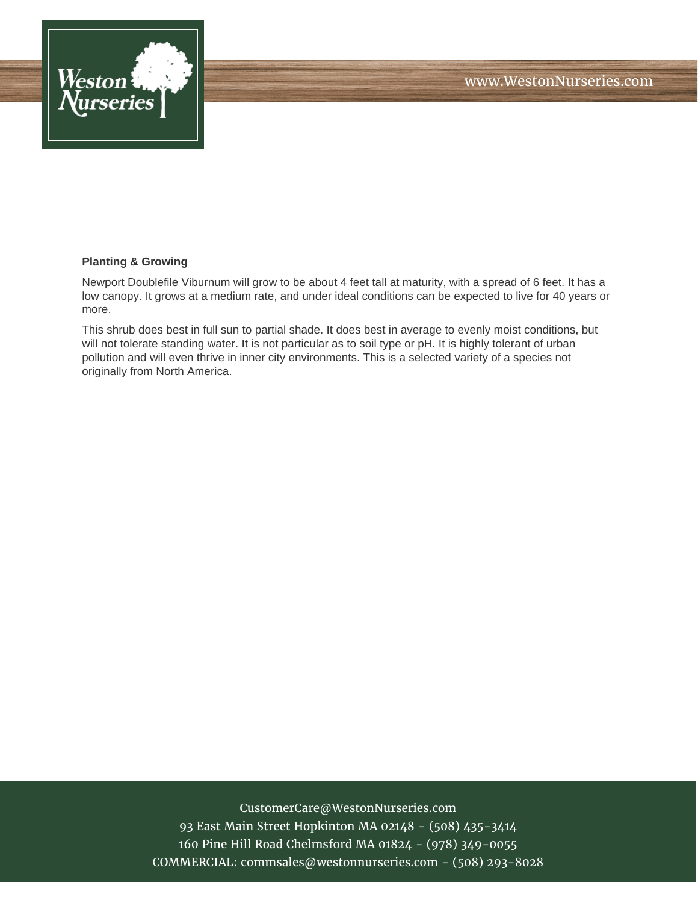## Planting & Growing

Newport Doublefile Viburnum will grow to be about 4 feet tall at maturity, with a spread of 6 feet. It has a low canopy. It grows at a medium rate, and under ideal conditions can be expected to live for 40 years or more.

This shrub does best in full sun to partial shade. It does best in average to evenly moist conditions, but will not tolerate standing water. It is not particular as to soil type or pH. It is highly tolerant of urban pollution and will even thrive in inner city environments. This is a selected variety of a species not originally from North America.